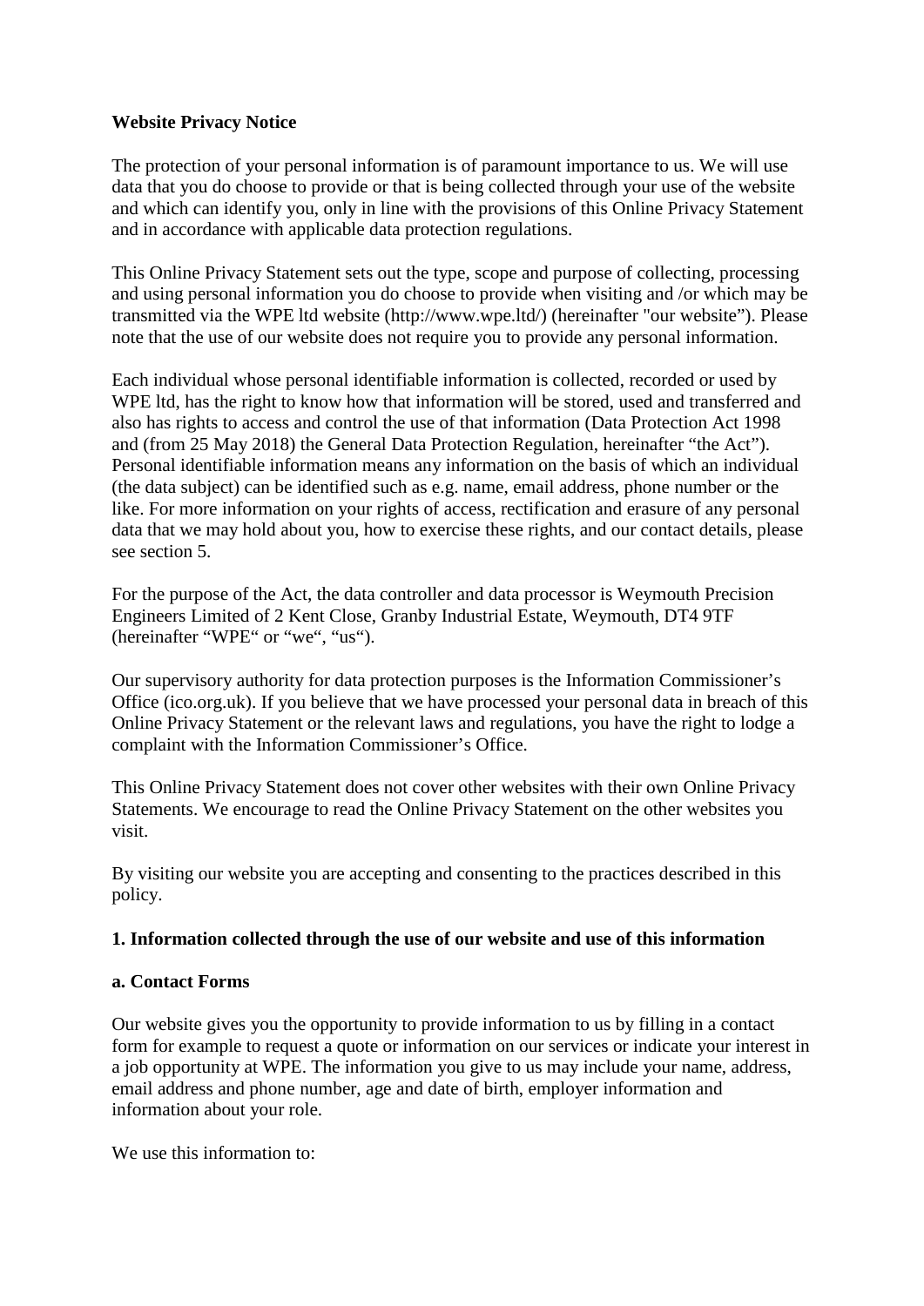**Website Privacy Notice**

The protection of your personal information is of paramount importance to us. We will use data that you do choose to provide or that is being collected through your use of the website and which can identify you, only in line with the provisions of this Online Privacy Statement and in accordance with applicable data protection regulations.

This Online Privacy Statement sets out the type, scope and purpose of collecting, processing and using personal information you do choose to provide when visiting and /or which may be transmitted via the WPE ltd website (http://www.wpe.ltd/) (hereinafter "our website"). Please note that the use of our website does not require you to provide any personal information.

Each individual whose personal identifiable information is collected, recorded or used by WPE ltd, has the right to know how that information will be stored, used and transferred and also has rights to access and control the use of that information (Data Protection Act 1998 and (from 25 May 2018) the General Data Protection Regulation, hereinafter "the Act"). Personal identifiable information means any information on the basis of which an individual (the data subject) can be identified such as e.g. name, email address, phone number or the like. For more information on your rights of access, rectification and erasure of any personal data that we may hold about you, how to exercise these rights, and our contact details, please see section 5.

For the purpose of the Act, the data controller and data processor is Weymouth Precision Engineers Limited of 2 Kent Close, Granby Industrial Estate, Weymouth, DT4 9TF (hereinafter "WPE" or "we", "us").

Our supervisory authority for data protection purposes is the Information Commissioner's Office (ico.org.uk). If you believe that we have processed your personal data in breach of this Online Privacy Statement or the relevant laws and regulations, you have the right to lodge a complaint with the Information Commissioner's Office.

This Online Privacy Statement does not cover other websites with their own Online Privacy Statements. We encourage to read the Online Privacy Statement on the other websites you visit.

By visiting our website you are accepting and consenting to the practices described in this policy.

**1. Information collected through the use of our website and use of this information**

**a. Contact Forms**

Our website gives you the opportunity to provide information to us by filling in a contact form for example to request a quote or information on our services or indicate your interest in a job opportunity at WPE. The information you give to us may include your name, address, email address and phone number, age and date of birth, employer information and information about your role.

We use this information to: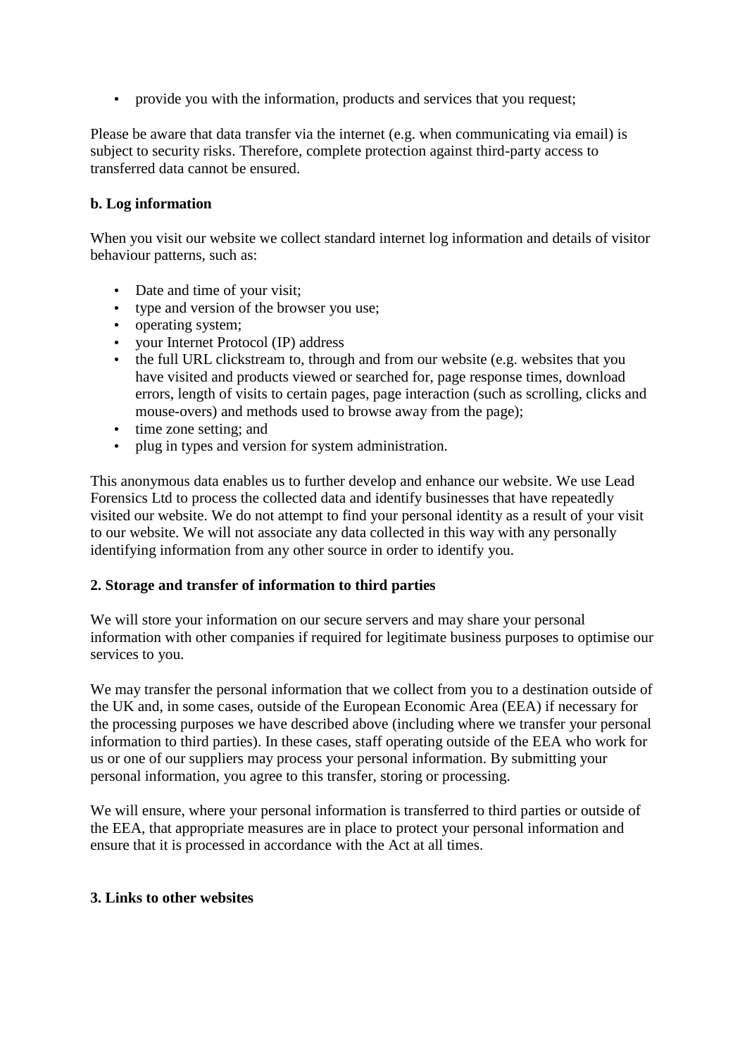- provide you with the information, products and services that you request;

Please be aware that data transfer via the internet (e.g. when communicating via email) is subject to security risks. Therefore, complete protection against third-party access to transferred data cannot be ensured.

**b. Log information**

When you visit our website we collect standard internet log information and details of visitor behaviour patterns, such as:

- Date and time of your visit;
- type and version of the browser you use;
- operating system;
- your Internet Protocol (IP) address
- the full URL clickstream to, through and from our website (e.g. websites that you have visited and products viewed or searched for, page response times, download errors, length of visits to certain pages, page interaction (such as scrolling, clicks and mouse-overs) and methods used to browse away from the page);
- time zone setting; and
- plug in types and version for system administration.

This anonymous data enables us to further develop and enhance our website. We use Lead Forensics Ltd to process the collected data and identify businesses that have repeatedly visited our website. We do not attempt to find your personal identity as a result of your visit to our website. We will not associate any data collected in this way with any personally identifying information from any other source in order to identify you.

**2. Storage and transfer of information to third parties**

We will store your information on our secure servers and may share your personal information with other companies if required for legitimate business purposes to optimise our services to you.

We may transfer the personal information that we collect from you to a destination outside of the UK and, in some cases, outside of the European Economic Area (EEA) if necessary for the processing purposes we have described above (including where we transfer your personal information to third parties). In these cases, staff operating outside of the EEA who work for us or one of our suppliers may process your personal information. By submitting your personal information, you agree to this transfer, storing or processing.

We will ensure, where your personal information is transferred to third parties or outside of the EEA, that appropriate measures are in place to protect your personal information and ensure that it is processed in accordance with the Act at all times.

**3. Links to other websites**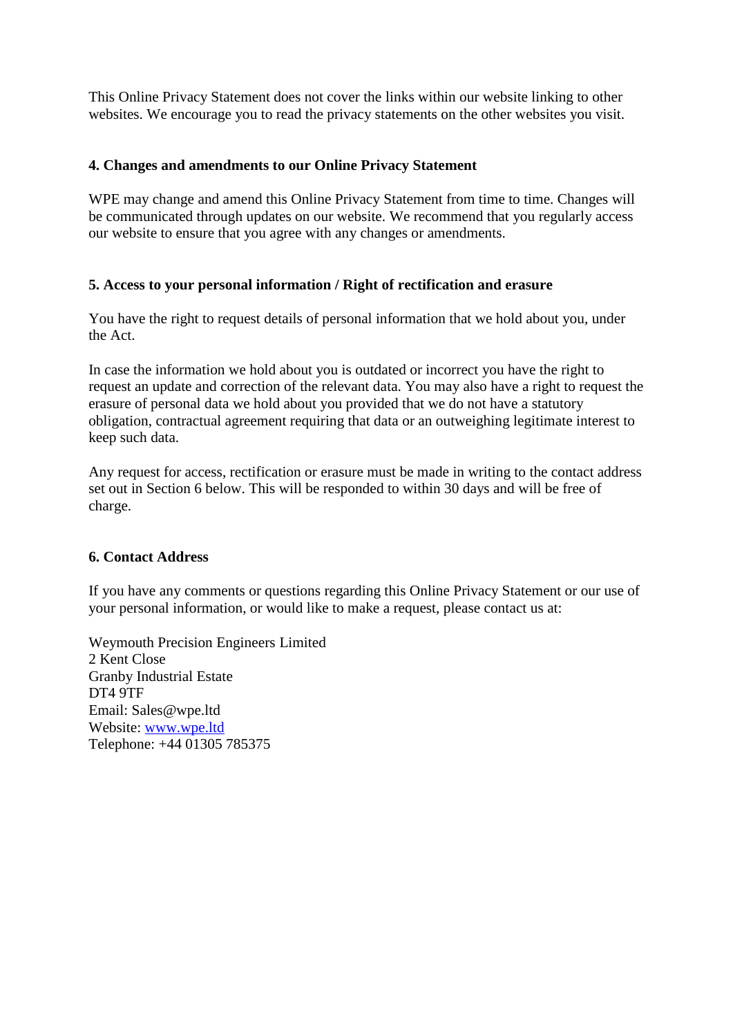This Online Privacy Statement does not cover the links within our website linking to other websites. We encourage you to read the privacy statements on the other websites you visit.

**4. Changes and amendments to our Online Privacy Statement**

WPE may change and amend this Online Privacy Statement from time to time. Changes will be communicated through updates on our website. We recommend that you regularly access our website to ensure that you agree with any changes or amendments.

**5. Access to your personal information / Right of rectification and erasure**

You have the right to request details of personal information that we hold about you, under the Act.

In case the information we hold about you is outdated or incorrect you have the right to request an update and correction of the relevant data. You may also have a right to request the erasure of personal data we hold about you provided that we do not have a statutory obligation, contractual agreement requiring that data or an outweighing legitimate interest to keep such data.

Any request for access, rectification or erasure must be made in writing to the contact address set out in Section 6 below. This will be responded to within 30 days and will be free of charge.

**6. Contact Address**

If you have any comments or questions regarding this Online Privacy Statement or our use of your personal information, or would like to make a request, please contact us at:

Weymouth Precision Engineers Limited
2 Kent Close
Granby Industrial Estate
DT4 9TF
Email: Sales@wpe.ltd
Website: [www.wpe.ltd](http://www.wpe.ltd)
Telephone: +44 01305 785375